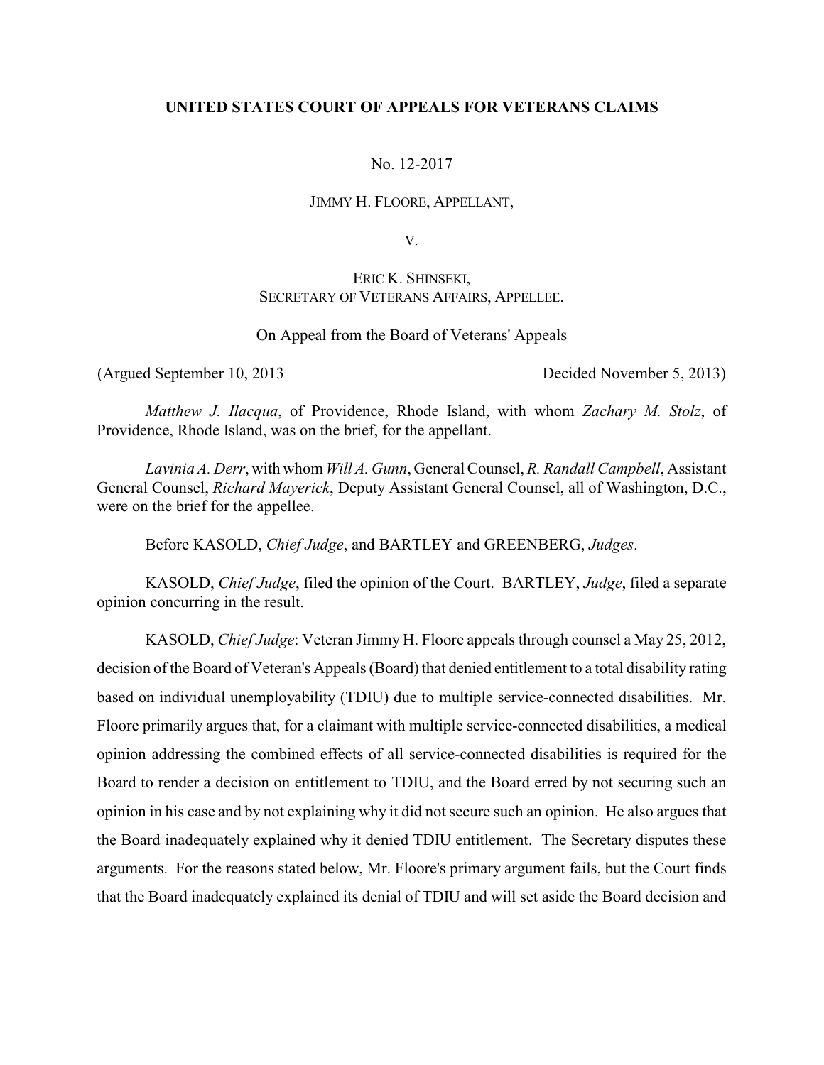**UNITED STATES COURT OF APPEALS FOR VETERANS CLAIMS**

No. 12-2017

JIMMY H. FLOORE, APPELLANT,

V.

ERIC K. SHINSEKI,
SECRETARY OF VETERANS AFFAIRS, APPELLEE.

On Appeal from the Board of Veterans' Appeals

(Argued September 10, 2013 Decided November 5, 2013)

*Matthew J. Ilacqua*, of Providence, Rhode Island, with whom *Zachary M. Stolz*, of Providence, Rhode Island, was on the brief, for the appellant.

*Lavinia A. Derr*, with whom *Will A. Gunn*, General Counsel, *R. Randall Campbell*, Assistant General Counsel, *Richard Mayerick*, Deputy Assistant General Counsel, all of Washington, D.C., were on the brief for the appellee.

Before KASOLD, *Chief Judge*, and BARTLEY and GREENBERG, *Judges*.

KASOLD, *Chief Judge*, filed the opinion of the Court. BARTLEY, *Judge*, filed a separate opinion concurring in the result.

KASOLD, *Chief Judge*: Veteran Jimmy H. Floore appeals through counsel a May 25, 2012, decision of the Board of Veteran's Appeals (Board) that denied entitlement to a total disability rating based on individual unemployability (TDIU) due to multiple service-connected disabilities. Mr. Floore primarily argues that, for a claimant with multiple service-connected disabilities, a medical opinion addressing the combined effects of all service-connected disabilities is required for the Board to render a decision on entitlement to TDIU, and the Board erred by not securing such an opinion in his case and by not explaining why it did not secure such an opinion. He also argues that the Board inadequately explained why it denied TDIU entitlement. The Secretary disputes these arguments. For the reasons stated below, Mr. Floore's primary argument fails, but the Court finds that the Board inadequately explained its denial of TDIU and will set aside the Board decision and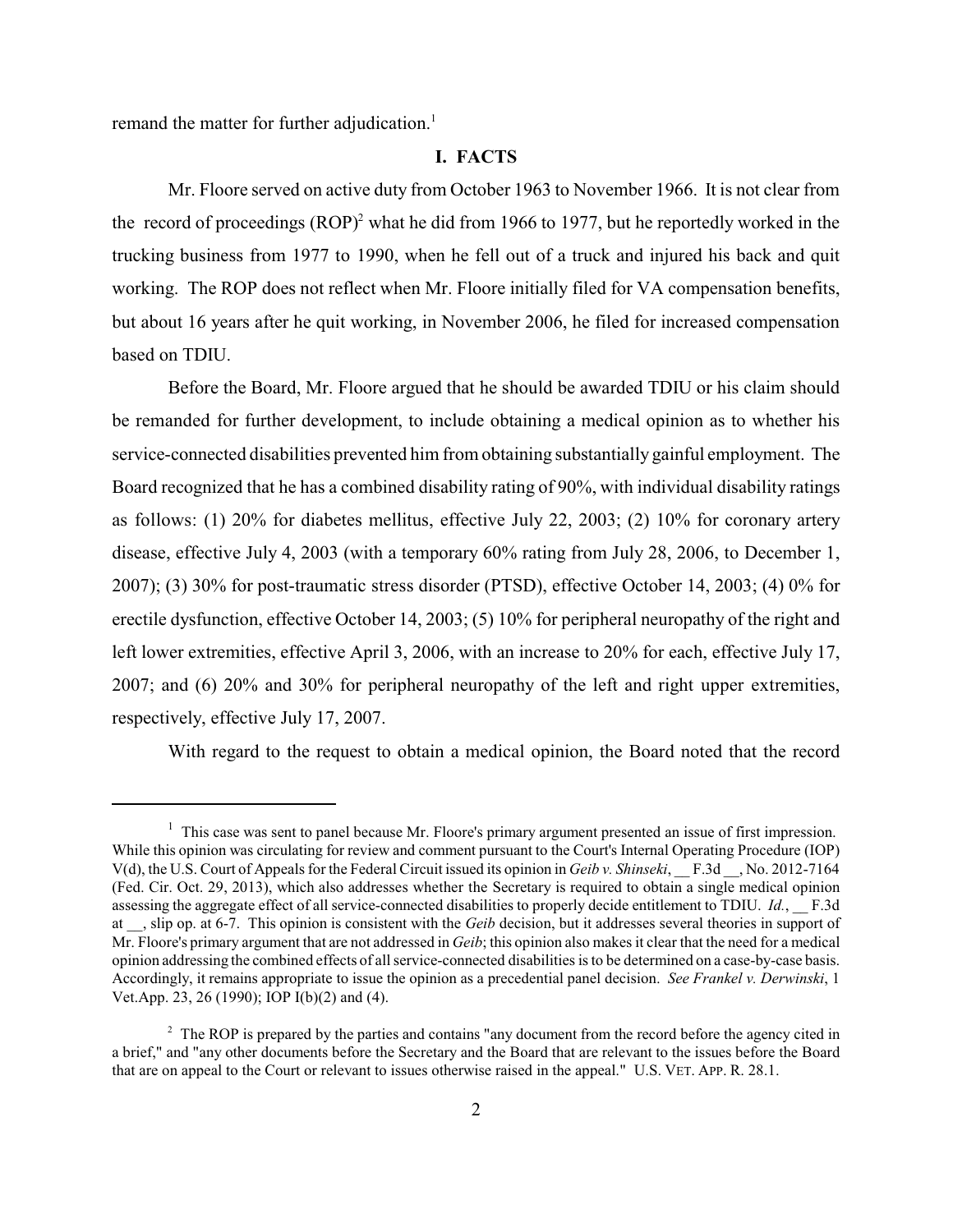remand the matter for further adjudication.[1]

## I. FACTS

Mr. Floore served on active duty from October 1963 to November 1966. It is not clear from the record of proceedings (ROP)[2] what he did from 1966 to 1977, but he reportedly worked in the trucking business from 1977 to 1990, when he fell out of a truck and injured his back and quit working. The ROP does not reflect when Mr. Floore initially filed for VA compensation benefits, but about 16 years after he quit working, in November 2006, he filed for increased compensation based on TDIU.

Before the Board, Mr. Floore argued that he should be awarded TDIU or his claim should be remanded for further development, to include obtaining a medical opinion as to whether his service-connected disabilities prevented him from obtaining substantially gainful employment. The Board recognized that he has a combined disability rating of 90%, with individual disability ratings as follows: (1) 20% for diabetes mellitus, effective July 22, 2003; (2) 10% for coronary artery disease, effective July 4, 2003 (with a temporary 60% rating from July 28, 2006, to December 1, 2007); (3) 30% for post-traumatic stress disorder (PTSD), effective October 14, 2003; (4) 0% for erectile dysfunction, effective October 14, 2003; (5) 10% for peripheral neuropathy of the right and left lower extremities, effective April 3, 2006, with an increase to 20% for each, effective July 17, 2007; and (6) 20% and 30% for peripheral neuropathy of the left and right upper extremities, respectively, effective July 17, 2007.

With regard to the request to obtain a medical opinion, the Board noted that the record

---

[1] This case was sent to panel because Mr. Floore's primary argument presented an issue of first impression. While this opinion was circulating for review and comment pursuant to the Court's Internal Operating Procedure (IOP) V(d), the U.S. Court of Appeals for the Federal Circuit issued its opinion in *Geib v. Shinseki*, \_\_ F.3d \_\_, No. 2012-7164 (Fed. Cir. Oct. 29, 2013), which also addresses whether the Secretary is required to obtain a single medical opinion assessing the aggregate effect of all service-connected disabilities to properly decide entitlement to TDIU. *Id.*, \_\_ F.3d at \_\_, slip op. at 6-7. This opinion is consistent with the *Geib* decision, but it addresses several theories in support of Mr. Floore's primary argument that are not addressed in *Geib*; this opinion also makes it clear that the need for a medical opinion addressing the combined effects of all service-connected disabilities is to be determined on a case-by-case basis. Accordingly, it remains appropriate to issue the opinion as a precedential panel decision. *See Frankel v. Derwinski*, 1 Vet.App. 23, 26 (1990); IOP I(b)(2) and (4).

[2] The ROP is prepared by the parties and contains "any document from the record before the agency cited in a brief," and "any other documents before the Secretary and the Board that are relevant to the issues before the Board that are on appeal to the Court or relevant to issues otherwise raised in the appeal." U.S. VET. APP. R. 28.1.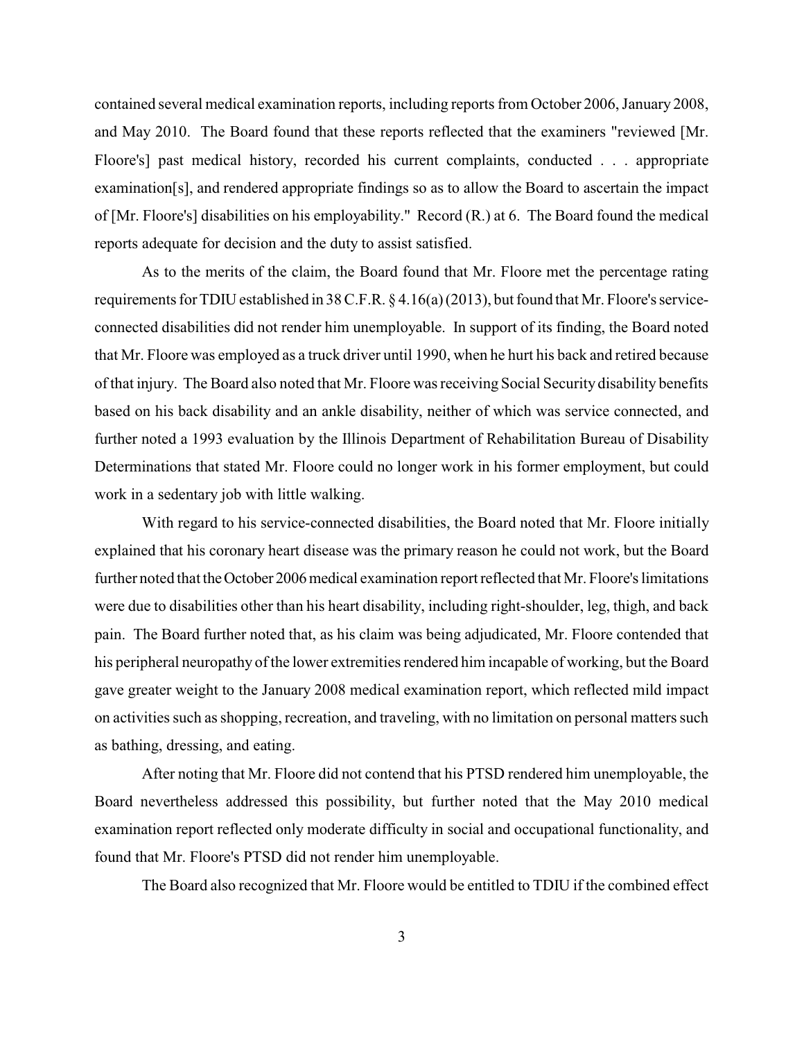contained several medical examination reports, including reports from October 2006, January 2008, and May 2010. The Board found that these reports reflected that the examiners "reviewed [Mr. Floore's] past medical history, recorded his current complaints, conducted . . . appropriate examination[s], and rendered appropriate findings so as to allow the Board to ascertain the impact of [Mr. Floore's] disabilities on his employability." Record (R.) at 6. The Board found the medical reports adequate for decision and the duty to assist satisfied.

As to the merits of the claim, the Board found that Mr. Floore met the percentage rating requirements for TDIU established in 38 C.F.R. § 4.16(a) (2013), but found that Mr. Floore's service-connected disabilities did not render him unemployable. In support of its finding, the Board noted that Mr. Floore was employed as a truck driver until 1990, when he hurt his back and retired because of that injury. The Board also noted that Mr. Floore was receiving Social Security disability benefits based on his back disability and an ankle disability, neither of which was service connected, and further noted a 1993 evaluation by the Illinois Department of Rehabilitation Bureau of Disability Determinations that stated Mr. Floore could no longer work in his former employment, but could work in a sedentary job with little walking.

With regard to his service-connected disabilities, the Board noted that Mr. Floore initially explained that his coronary heart disease was the primary reason he could not work, but the Board further noted that the October 2006 medical examination report reflected that Mr. Floore's limitations were due to disabilities other than his heart disability, including right-shoulder, leg, thigh, and back pain. The Board further noted that, as his claim was being adjudicated, Mr. Floore contended that his peripheral neuropathy of the lower extremities rendered him incapable of working, but the Board gave greater weight to the January 2008 medical examination report, which reflected mild impact on activities such as shopping, recreation, and traveling, with no limitation on personal matters such as bathing, dressing, and eating.

After noting that Mr. Floore did not contend that his PTSD rendered him unemployable, the Board nevertheless addressed this possibility, but further noted that the May 2010 medical examination report reflected only moderate difficulty in social and occupational functionality, and found that Mr. Floore's PTSD did not render him unemployable.

The Board also recognized that Mr. Floore would be entitled to TDIU if the combined effect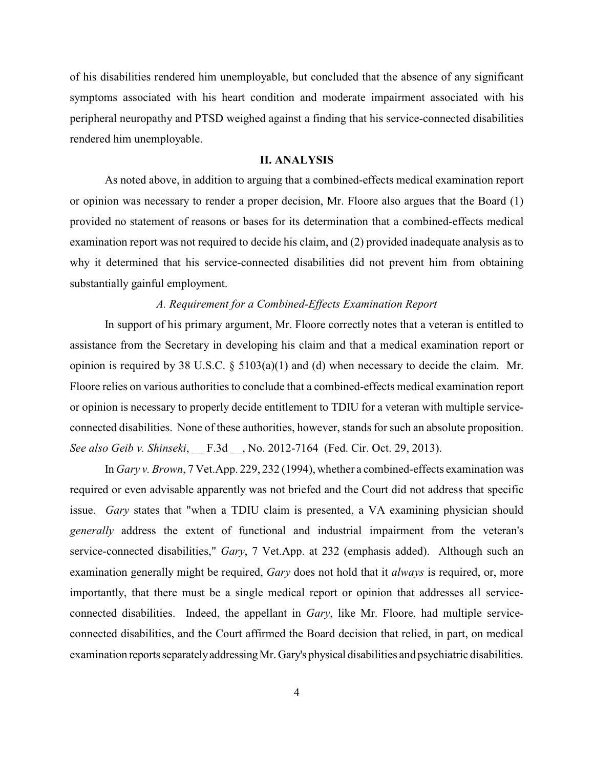of his disabilities rendered him unemployable, but concluded that the absence of any significant symptoms associated with his heart condition and moderate impairment associated with his peripheral neuropathy and PTSD weighed against a finding that his service-connected disabilities rendered him unemployable.

## II. ANALYSIS

As noted above, in addition to arguing that a combined-effects medical examination report or opinion was necessary to render a proper decision, Mr. Floore also argues that the Board (1) provided no statement of reasons or bases for its determination that a combined-effects medical examination report was not required to decide his claim, and (2) provided inadequate analysis as to why it determined that his service-connected disabilities did not prevent him from obtaining substantially gainful employment.

### *A. Requirement for a Combined-Effects Examination Report*

In support of his primary argument, Mr. Floore correctly notes that a veteran is entitled to assistance from the Secretary in developing his claim and that a medical examination report or opinion is required by 38 U.S.C. § 5103(a)(1) and (d) when necessary to decide the claim. Mr. Floore relies on various authorities to conclude that a combined-effects medical examination report or opinion is necessary to properly decide entitlement to TDIU for a veteran with multiple service-connected disabilities. None of these authorities, however, stands for such an absolute proposition. *See also Geib v. Shinseki*, __ F.3d __, No. 2012-7164 (Fed. Cir. Oct. 29, 2013).

In *Gary v. Brown*, 7 Vet.App. 229, 232 (1994), whether a combined-effects examination was required or even advisable apparently was not briefed and the Court did not address that specific issue. *Gary* states that "when a TDIU claim is presented, a VA examining physician should *generally* address the extent of functional and industrial impairment from the veteran's service-connected disabilities," *Gary*, 7 Vet.App. at 232 (emphasis added). Although such an examination generally might be required, *Gary* does not hold that it *always* is required, or, more importantly, that there must be a single medical report or opinion that addresses all service-connected disabilities. Indeed, the appellant in *Gary*, like Mr. Floore, had multiple service-connected disabilities, and the Court affirmed the Board decision that relied, in part, on medical examination reports separately addressing Mr. Gary's physical disabilities and psychiatric disabilities.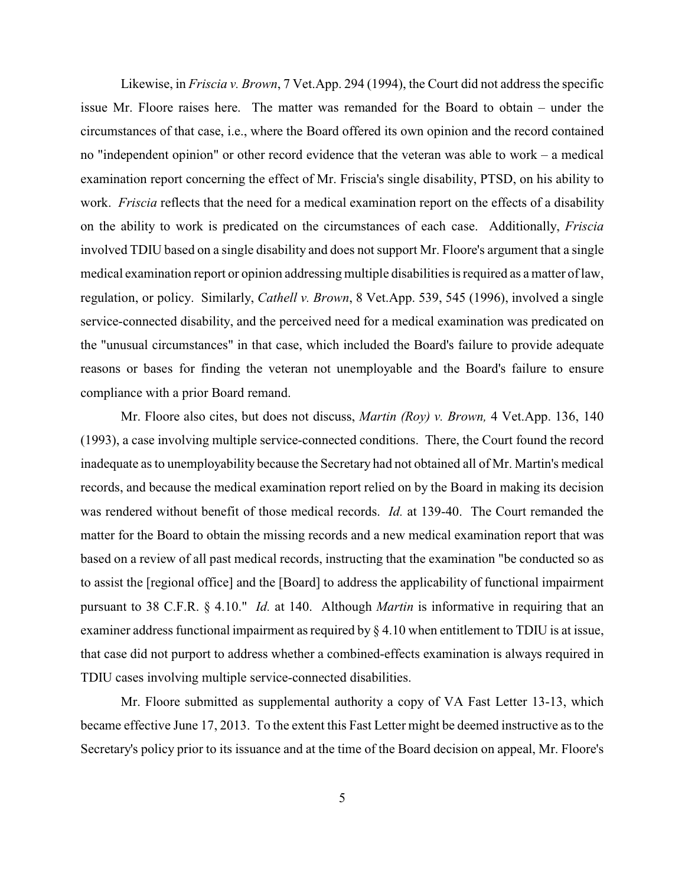Likewise, in *Friscia v. Brown*, 7 Vet.App. 294 (1994), the Court did not address the specific issue Mr. Floore raises here. The matter was remanded for the Board to obtain – under the circumstances of that case, i.e., where the Board offered its own opinion and the record contained no "independent opinion" or other record evidence that the veteran was able to work – a medical examination report concerning the effect of Mr. Friscia's single disability, PTSD, on his ability to work. *Friscia* reflects that the need for a medical examination report on the effects of a disability on the ability to work is predicated on the circumstances of each case. Additionally, *Friscia* involved TDIU based on a single disability and does not support Mr. Floore's argument that a single medical examination report or opinion addressing multiple disabilities is required as a matter of law, regulation, or policy. Similarly, *Cathell v. Brown*, 8 Vet.App. 539, 545 (1996), involved a single service-connected disability, and the perceived need for a medical examination was predicated on the "unusual circumstances" in that case, which included the Board's failure to provide adequate reasons or bases for finding the veteran not unemployable and the Board's failure to ensure compliance with a prior Board remand.

Mr. Floore also cites, but does not discuss, *Martin (Roy) v. Brown,* 4 Vet.App. 136, 140 (1993), a case involving multiple service-connected conditions. There, the Court found the record inadequate as to unemployability because the Secretary had not obtained all of Mr. Martin's medical records, and because the medical examination report relied on by the Board in making its decision was rendered without benefit of those medical records. *Id.* at 139-40. The Court remanded the matter for the Board to obtain the missing records and a new medical examination report that was based on a review of all past medical records, instructing that the examination "be conducted so as to assist the [regional office] and the [Board] to address the applicability of functional impairment pursuant to 38 C.F.R. § 4.10." *Id.* at 140. Although *Martin* is informative in requiring that an examiner address functional impairment as required by § 4.10 when entitlement to TDIU is at issue, that case did not purport to address whether a combined-effects examination is always required in TDIU cases involving multiple service-connected disabilities.

Mr. Floore submitted as supplemental authority a copy of VA Fast Letter 13-13, which became effective June 17, 2013. To the extent this Fast Letter might be deemed instructive as to the Secretary's policy prior to its issuance and at the time of the Board decision on appeal, Mr. Floore's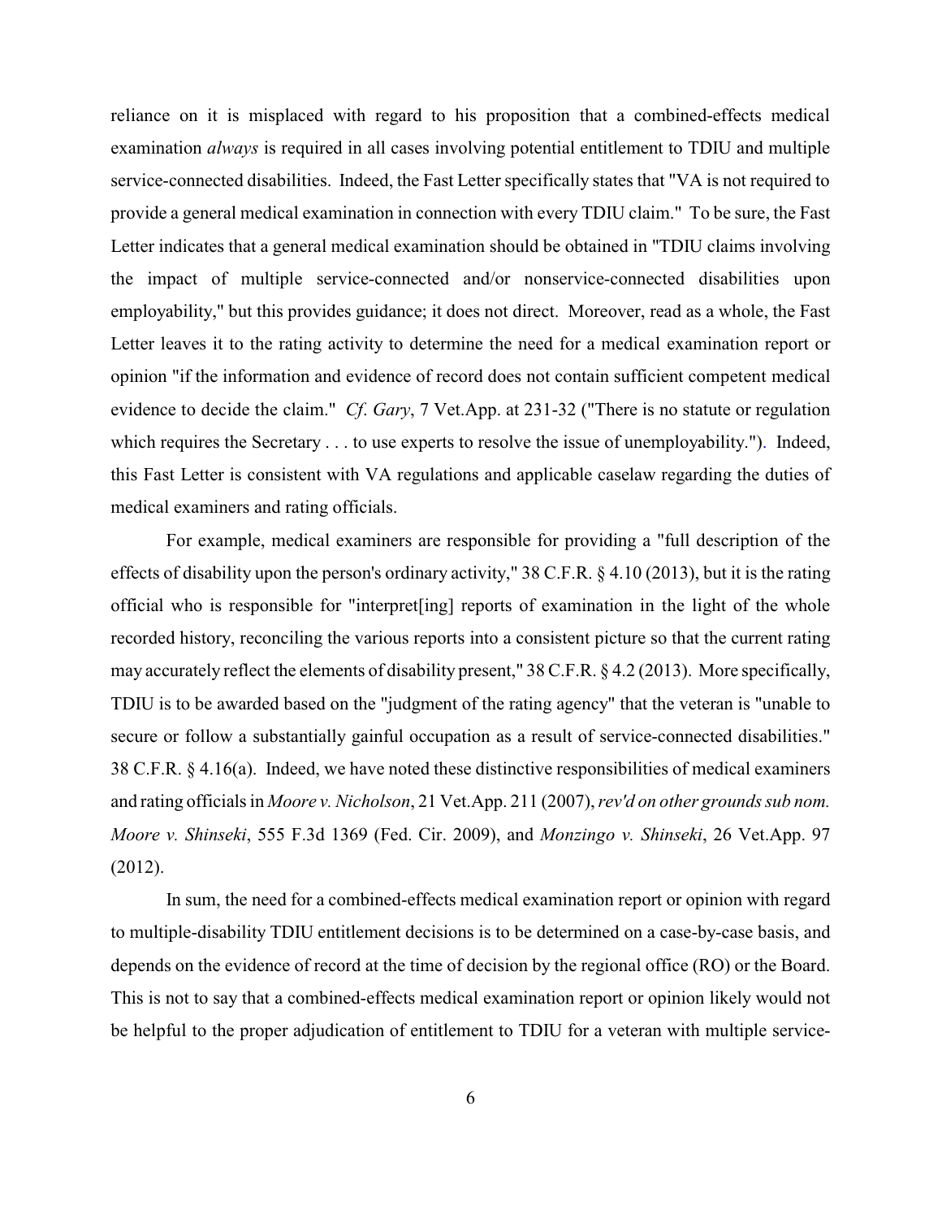reliance on it is misplaced with regard to his proposition that a combined-effects medical examination *always* is required in all cases involving potential entitlement to TDIU and multiple service-connected disabilities. Indeed, the Fast Letter specifically states that "VA is not required to provide a general medical examination in connection with every TDIU claim." To be sure, the Fast Letter indicates that a general medical examination should be obtained in "TDIU claims involving the impact of multiple service-connected and/or nonservice-connected disabilities upon employability," but this provides guidance; it does not direct. Moreover, read as a whole, the Fast Letter leaves it to the rating activity to determine the need for a medical examination report or opinion "if the information and evidence of record does not contain sufficient competent medical evidence to decide the claim." *Cf*. *Gary*, 7 Vet.App. at 231-32 ("There is no statute or regulation which requires the Secretary . . . to use experts to resolve the issue of unemployability."). Indeed, this Fast Letter is consistent with VA regulations and applicable caselaw regarding the duties of medical examiners and rating officials.

For example, medical examiners are responsible for providing a "full description of the effects of disability upon the person's ordinary activity," 38 C.F.R. § 4.10 (2013), but it is the rating official who is responsible for "interpret[ing] reports of examination in the light of the whole recorded history, reconciling the various reports into a consistent picture so that the current rating may accurately reflect the elements of disability present," 38 C.F.R. § 4.2 (2013). More specifically, TDIU is to be awarded based on the "judgment of the rating agency" that the veteran is "unable to secure or follow a substantially gainful occupation as a result of service-connected disabilities." 38 C.F.R. § 4.16(a). Indeed, we have noted these distinctive responsibilities of medical examiners and rating officials in *Moore v. Nicholson*, 21 Vet.App. 211 (2007), *rev'd on other grounds sub nom. Moore v. Shinseki*, 555 F.3d 1369 (Fed. Cir. 2009), and *Monzingo v. Shinseki*, 26 Vet.App. 97 (2012).

In sum, the need for a combined-effects medical examination report or opinion with regard to multiple-disability TDIU entitlement decisions is to be determined on a case-by-case basis, and depends on the evidence of record at the time of decision by the regional office (RO) or the Board. This is not to say that a combined-effects medical examination report or opinion likely would not be helpful to the proper adjudication of entitlement to TDIU for a veteran with multiple service-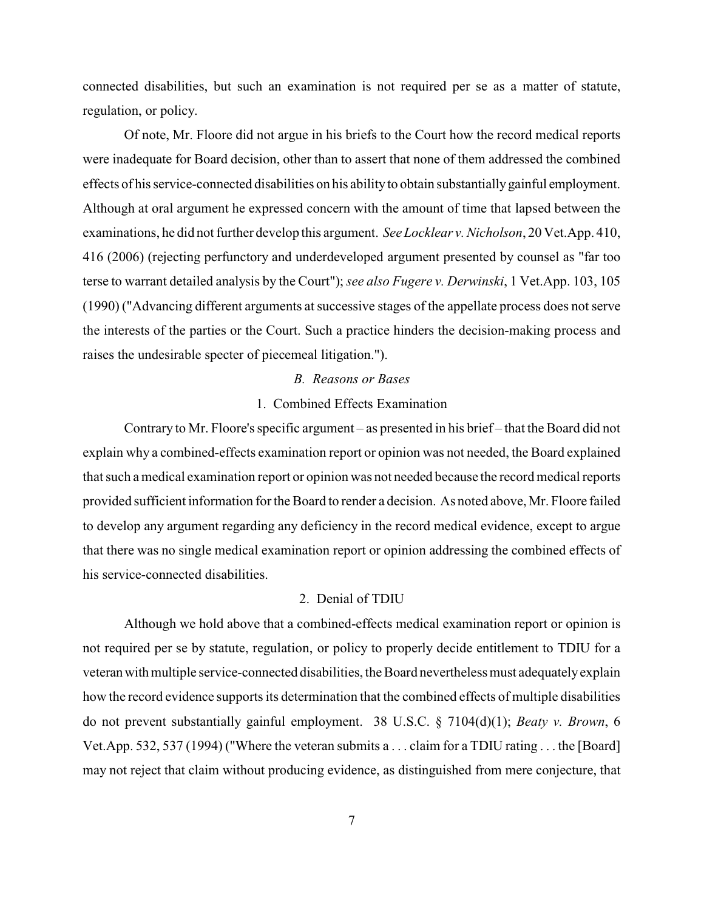connected disabilities, but such an examination is not required per se as a matter of statute, regulation, or policy.

Of note, Mr. Floore did not argue in his briefs to the Court how the record medical reports were inadequate for Board decision, other than to assert that none of them addressed the combined effects of his service-connected disabilities on his ability to obtain substantially gainful employment. Although at oral argument he expressed concern with the amount of time that lapsed between the examinations, he did not further develop this argument. *See Locklear v. Nicholson*, 20 Vet.App. 410, 416 (2006) (rejecting perfunctory and underdeveloped argument presented by counsel as "far too terse to warrant detailed analysis by the Court"); *see also Fugere v. Derwinski*, 1 Vet.App. 103, 105 (1990) ("Advancing different arguments at successive stages of the appellate process does not serve the interests of the parties or the Court. Such a practice hinders the decision-making process and raises the undesirable specter of piecemeal litigation.").

### *B. Reasons or Bases*

#### 1. Combined Effects Examination

Contrary to Mr. Floore's specific argument – as presented in his brief – that the Board did not explain why a combined-effects examination report or opinion was not needed, the Board explained that such a medical examination report or opinion was not needed because the record medical reports provided sufficient information for the Board to render a decision. As noted above, Mr. Floore failed to develop any argument regarding any deficiency in the record medical evidence, except to argue that there was no single medical examination report or opinion addressing the combined effects of his service-connected disabilities.

#### 2. Denial of TDIU

Although we hold above that a combined-effects medical examination report or opinion is not required per se by statute, regulation, or policy to properly decide entitlement to TDIU for a veteran with multiple service-connected disabilities, the Board nevertheless must adequately explain how the record evidence supports its determination that the combined effects of multiple disabilities do not prevent substantially gainful employment. 38 U.S.C. § 7104(d)(1); *Beaty v. Brown*, 6 Vet.App. 532, 537 (1994) ("Where the veteran submits a . . . claim for a TDIU rating . . . the [Board] may not reject that claim without producing evidence, as distinguished from mere conjecture, that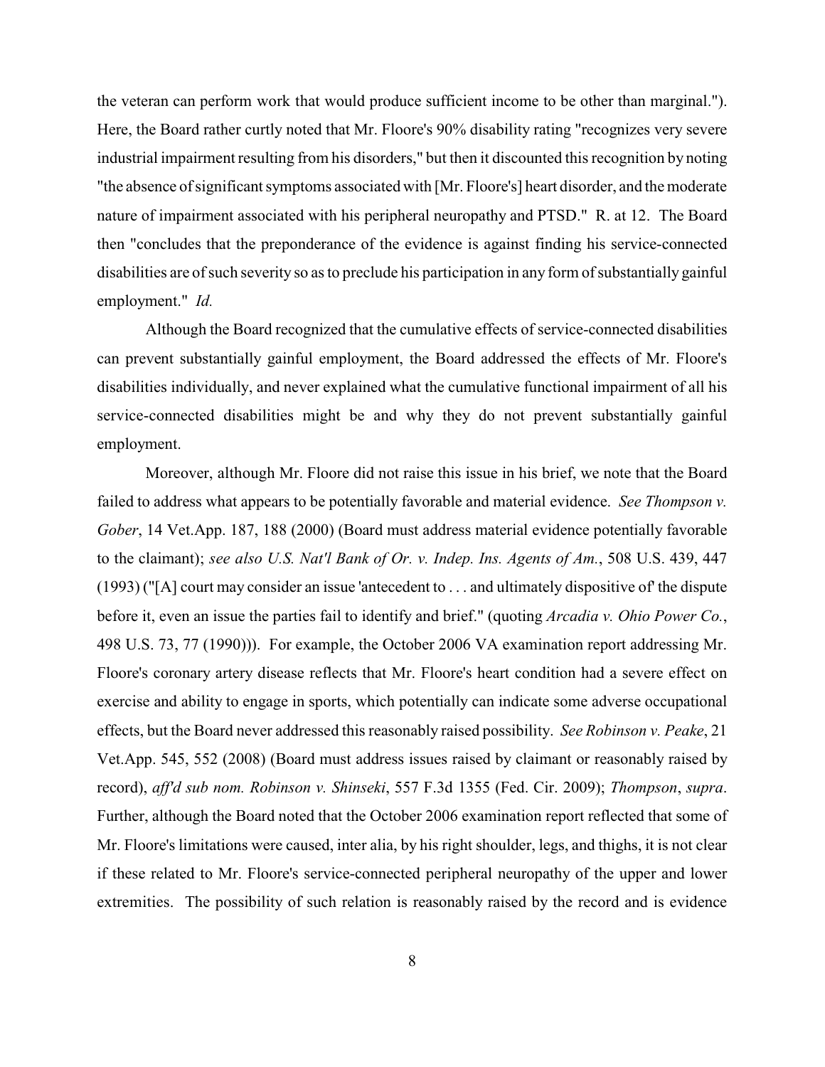the veteran can perform work that would produce sufficient income to be other than marginal."). Here, the Board rather curtly noted that Mr. Floore's 90% disability rating "recognizes very severe industrial impairment resulting from his disorders," but then it discounted this recognition by noting "the absence of significant symptoms associated with [Mr. Floore's] heart disorder, and the moderate nature of impairment associated with his peripheral neuropathy and PTSD." R. at 12. The Board then "concludes that the preponderance of the evidence is against finding his service-connected disabilities are of such severity so as to preclude his participation in any form of substantially gainful employment." *Id.*

Although the Board recognized that the cumulative effects of service-connected disabilities can prevent substantially gainful employment, the Board addressed the effects of Mr. Floore's disabilities individually, and never explained what the cumulative functional impairment of all his service-connected disabilities might be and why they do not prevent substantially gainful employment.

Moreover, although Mr. Floore did not raise this issue in his brief, we note that the Board failed to address what appears to be potentially favorable and material evidence. *See Thompson v. Gober*, 14 Vet.App. 187, 188 (2000) (Board must address material evidence potentially favorable to the claimant); *see also U.S. Nat'l Bank of Or. v. Indep. Ins. Agents of Am.*, 508 U.S. 439, 447 (1993) ("[A] court may consider an issue 'antecedent to . . . and ultimately dispositive of' the dispute before it, even an issue the parties fail to identify and brief." (quoting *Arcadia v. Ohio Power Co.*, 498 U.S. 73, 77 (1990))). For example, the October 2006 VA examination report addressing Mr. Floore's coronary artery disease reflects that Mr. Floore's heart condition had a severe effect on exercise and ability to engage in sports, which potentially can indicate some adverse occupational effects, but the Board never addressed this reasonably raised possibility. *See Robinson v. Peake*, 21 Vet.App. 545, 552 (2008) (Board must address issues raised by claimant or reasonably raised by record), *aff'd sub nom. Robinson v. Shinseki*, 557 F.3d 1355 (Fed. Cir. 2009); *Thompson*, *supra*. Further, although the Board noted that the October 2006 examination report reflected that some of Mr. Floore's limitations were caused, inter alia, by his right shoulder, legs, and thighs, it is not clear if these related to Mr. Floore's service-connected peripheral neuropathy of the upper and lower extremities. The possibility of such relation is reasonably raised by the record and is evidence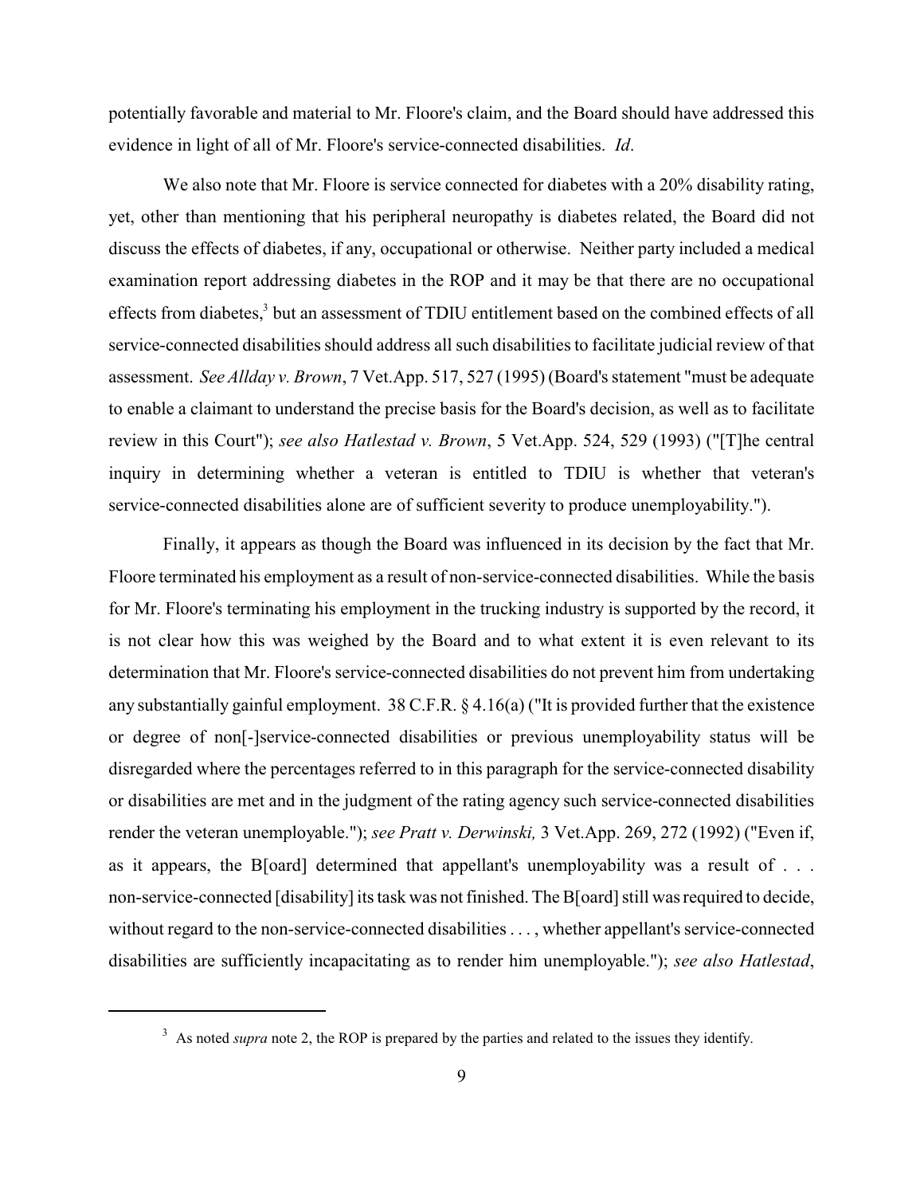potentially favorable and material to Mr. Floore's claim, and the Board should have addressed this evidence in light of all of Mr. Floore's service-connected disabilities. *Id*.

We also note that Mr. Floore is service connected for diabetes with a 20% disability rating, yet, other than mentioning that his peripheral neuropathy is diabetes related, the Board did not discuss the effects of diabetes, if any, occupational or otherwise. Neither party included a medical examination report addressing diabetes in the ROP and it may be that there are no occupational effects from diabetes,[3] but an assessment of TDIU entitlement based on the combined effects of all service-connected disabilities should address all such disabilities to facilitate judicial review of that assessment. *See Allday v. Brown*, 7 Vet.App. 517, 527 (1995) (Board's statement "must be adequate to enable a claimant to understand the precise basis for the Board's decision, as well as to facilitate review in this Court"); *see also Hatlestad v. Brown*, 5 Vet.App. 524, 529 (1993) ("[T]he central inquiry in determining whether a veteran is entitled to TDIU is whether that veteran's service-connected disabilities alone are of sufficient severity to produce unemployability.").

Finally, it appears as though the Board was influenced in its decision by the fact that Mr. Floore terminated his employment as a result of non-service-connected disabilities. While the basis for Mr. Floore's terminating his employment in the trucking industry is supported by the record, it is not clear how this was weighed by the Board and to what extent it is even relevant to its determination that Mr. Floore's service-connected disabilities do not prevent him from undertaking any substantially gainful employment. 38 C.F.R. § 4.16(a) ("It is provided further that the existence or degree of non[-]service-connected disabilities or previous unemployability status will be disregarded where the percentages referred to in this paragraph for the service-connected disability or disabilities are met and in the judgment of the rating agency such service-connected disabilities render the veteran unemployable."); *see Pratt v. Derwinski,* 3 Vet.App. 269, 272 (1992) ("Even if, as it appears, the B[oard] determined that appellant's unemployability was a result of . . . non-service-connected [disability] its task was not finished. The B[oard] still was required to decide, without regard to the non-service-connected disabilities . . . , whether appellant's service-connected disabilities are sufficiently incapacitating as to render him unemployable."); *see also Hatlestad*,

---

[3] As noted *supra* note 2, the ROP is prepared by the parties and related to the issues they identify.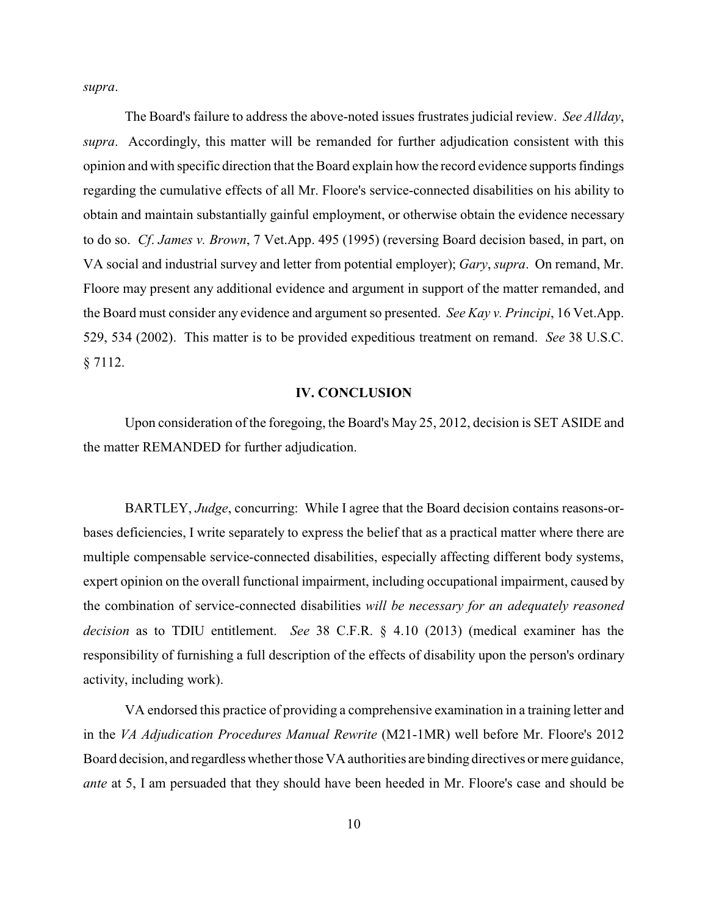*supra*.

The Board's failure to address the above-noted issues frustrates judicial review. *See Allday*, *supra*. Accordingly, this matter will be remanded for further adjudication consistent with this opinion and with specific direction that the Board explain how the record evidence supports findings regarding the cumulative effects of all Mr. Floore's service-connected disabilities on his ability to obtain and maintain substantially gainful employment, or otherwise obtain the evidence necessary to do so. *Cf*. *James v. Brown*, 7 Vet.App. 495 (1995) (reversing Board decision based, in part, on VA social and industrial survey and letter from potential employer); *Gary*, *supra*. On remand, Mr. Floore may present any additional evidence and argument in support of the matter remanded, and the Board must consider any evidence and argument so presented. *See Kay v. Principi*, 16 Vet.App. 529, 534 (2002). This matter is to be provided expeditious treatment on remand. *See* 38 U.S.C. § 7112.

## IV. CONCLUSION

Upon consideration of the foregoing, the Board's May 25, 2012, decision is SET ASIDE and the matter REMANDED for further adjudication.

BARTLEY, *Judge*, concurring: While I agree that the Board decision contains reasons-or-bases deficiencies, I write separately to express the belief that as a practical matter where there are multiple compensable service-connected disabilities, especially affecting different body systems, expert opinion on the overall functional impairment, including occupational impairment, caused by the combination of service-connected disabilities *will be necessary for an adequately reasoned decision* as to TDIU entitlement. *See* 38 C.F.R. § 4.10 (2013) (medical examiner has the responsibility of furnishing a full description of the effects of disability upon the person's ordinary activity, including work).

VA endorsed this practice of providing a comprehensive examination in a training letter and in the *VA Adjudication Procedures Manual Rewrite* (M21-1MR) well before Mr. Floore's 2012 Board decision, and regardless whether those VA authorities are binding directives or mere guidance, *ante* at 5, I am persuaded that they should have been heeded in Mr. Floore's case and should be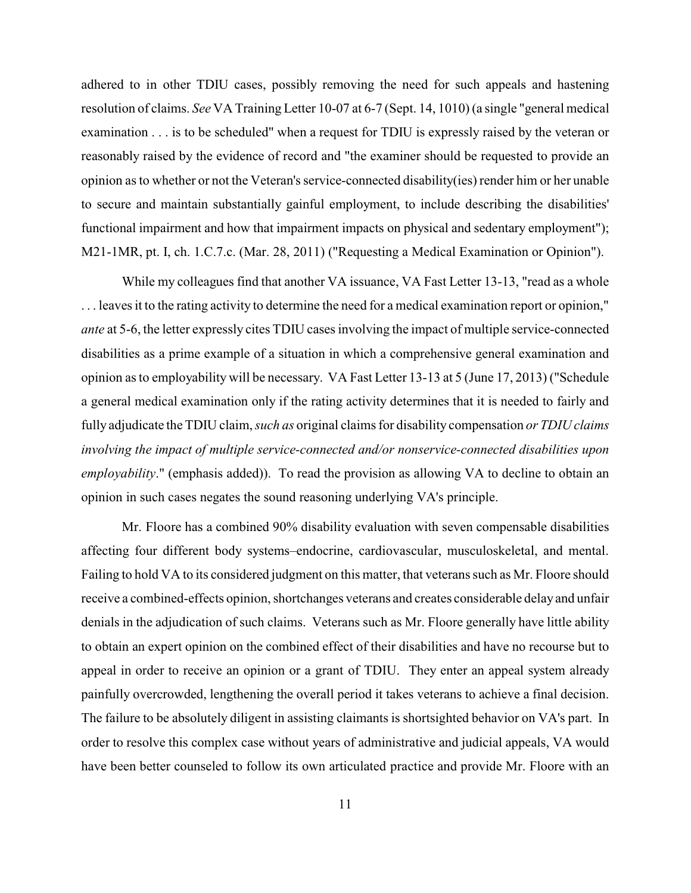adhered to in other TDIU cases, possibly removing the need for such appeals and hastening resolution of claims. *See* VA Training Letter 10-07 at 6-7 (Sept. 14, 1010) (a single "general medical examination . . . is to be scheduled" when a request for TDIU is expressly raised by the veteran or reasonably raised by the evidence of record and "the examiner should be requested to provide an opinion as to whether or not the Veteran's service-connected disability(ies) render him or her unable to secure and maintain substantially gainful employment, to include describing the disabilities' functional impairment and how that impairment impacts on physical and sedentary employment"); M21-1MR, pt. I, ch. 1.C.7.c. (Mar. 28, 2011) ("Requesting a Medical Examination or Opinion").

While my colleagues find that another VA issuance, VA Fast Letter 13-13, "read as a whole . . . leaves it to the rating activity to determine the need for a medical examination report or opinion," *ante* at 5-6, the letter expressly cites TDIU cases involving the impact of multiple service-connected disabilities as a prime example of a situation in which a comprehensive general examination and opinion as to employability will be necessary. VA Fast Letter 13-13 at 5 (June 17, 2013) ("Schedule a general medical examination only if the rating activity determines that it is needed to fairly and fully adjudicate the TDIU claim, *such as* original claims for disability compensation *or TDIU claims involving the impact of multiple service-connected and/or nonservice-connected disabilities upon employability*." (emphasis added)). To read the provision as allowing VA to decline to obtain an opinion in such cases negates the sound reasoning underlying VA's principle.

Mr. Floore has a combined 90% disability evaluation with seven compensable disabilities affecting four different body systems–endocrine, cardiovascular, musculoskeletal, and mental. Failing to hold VA to its considered judgment on this matter, that veterans such as Mr. Floore should receive a combined-effects opinion, shortchanges veterans and creates considerable delay and unfair denials in the adjudication of such claims. Veterans such as Mr. Floore generally have little ability to obtain an expert opinion on the combined effect of their disabilities and have no recourse but to appeal in order to receive an opinion or a grant of TDIU. They enter an appeal system already painfully overcrowded, lengthening the overall period it takes veterans to achieve a final decision. The failure to be absolutely diligent in assisting claimants is shortsighted behavior on VA's part. In order to resolve this complex case without years of administrative and judicial appeals, VA would have been better counseled to follow its own articulated practice and provide Mr. Floore with an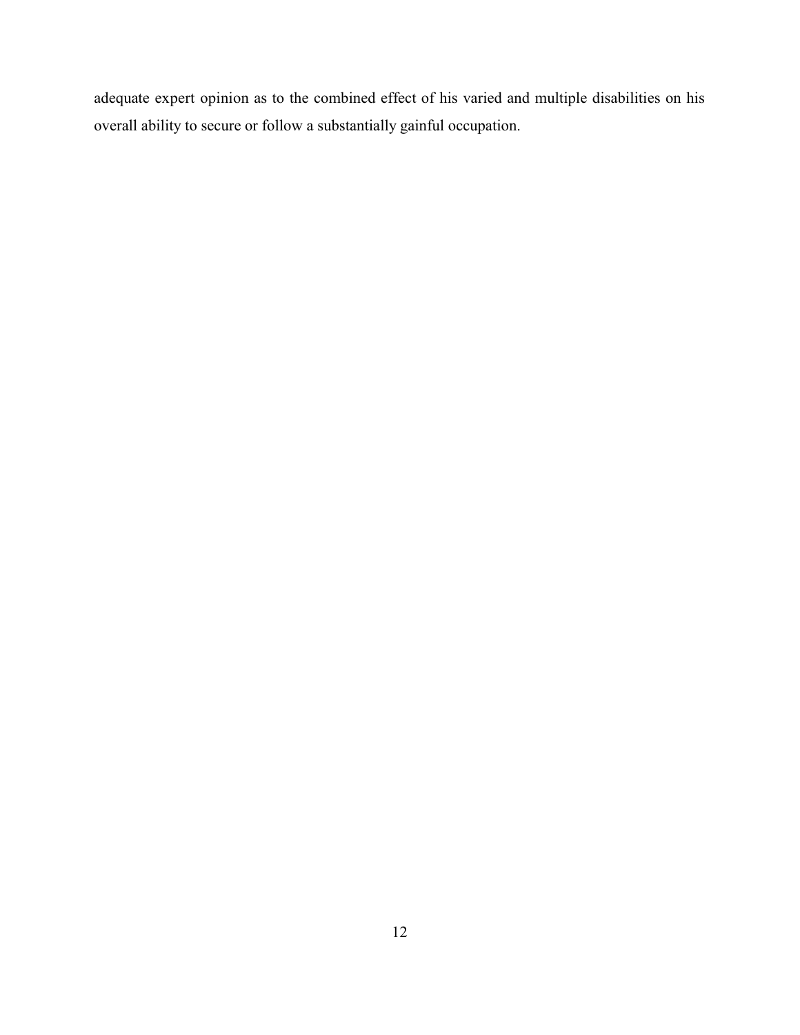adequate expert opinion as to the combined effect of his varied and multiple disabilities on his overall ability to secure or follow a substantially gainful occupation.